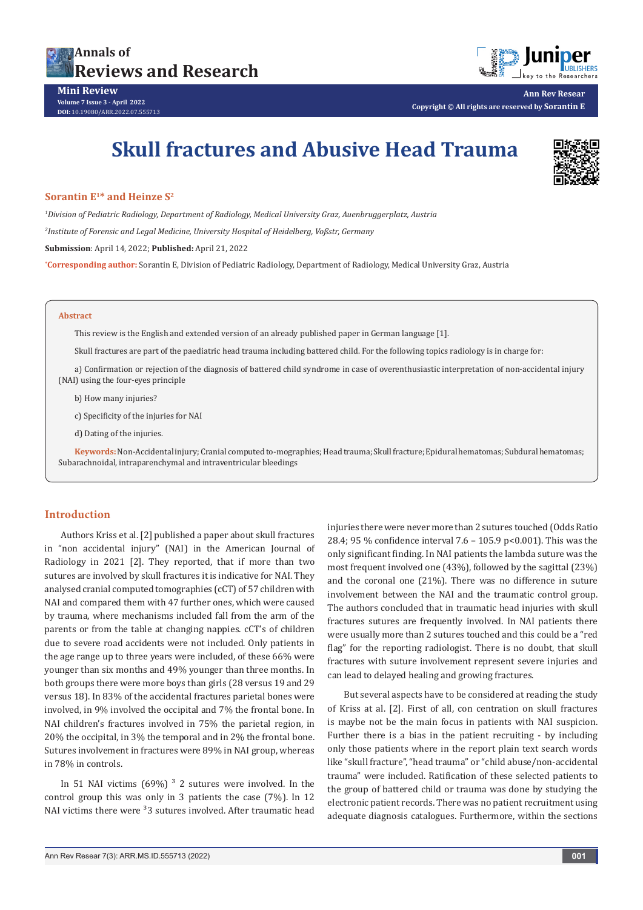# Skull fractures and Abusive Head Trauma

**Sorantin E[1]* and Heinze S[2]**

*[1]Division of Pediatric Radiology, Department of Radiology, Medical University Graz, Auenbruggerplatz, Austria*

*[2]Institute of Forensic and Legal Medicine, University Hospital of Heidelberg, Voßstr, Germany*

**Submission**: April 14, 2022; **Published:** April 21, 2022

***Corresponding author:** Sorantin E, Division of Pediatric Radiology, Department of Radiology, Medical University Graz, Austria

## Abstract

This review is the English and extended version of an already published paper in German language [1].

Skull fractures are part of the paediatric head trauma including battered child. For the following topics radiology is in charge for:

a) Confirmation or rejection of the diagnosis of battered child syndrome in case of overenthusiastic interpretation of non-accidental injury (NAI) using the four-eyes principle

b) How many injuries?

c) Specificity of the injuries for NAI

d) Dating of the injuries.

**Keywords:** Non-Accidental injury; Cranial computed to-mographies; Head trauma; Skull fracture; Epidural hematomas; Subdural hematomas; Subarachnoidal, intraparenchymal and intraventricular bleedings

## Introduction

Authors Kriss et al. [2] published a paper about skull fractures in "non accidental injury" (NAI) in the American Journal of Radiology in 2021 [2]. They reported, that if more than two sutures are involved by skull fractures it is indicative for NAI. They analysed cranial computed tomographies (cCT) of 57 children with NAI and compared them with 47 further ones, which were caused by trauma, where mechanisms included fall from the arm of the parents or from the table at changing nappies. cCT's of children due to severe road accidents were not included. Only patients in the age range up to three years were included, of these 66% were younger than six months and 49% younger than three months. In both groups there were more boys than girls (28 versus 19 and 29 versus 18). In 83% of the accidental fractures parietal bones were involved, in 9% involved the occipital and 7% the frontal bone. In NAI children's fractures involved in 75% the parietal region, in 20% the occipital, in 3% the temporal and in 2% the frontal bone. Sutures involvement in fractures were 89% in NAI group, whereas in 78% in controls.

In 51 NAI victims (69%) [3] 2 sutures were involved. In the control group this was only in 3 patients the case (7%). In 12 NAI victims there were [3]3 sutures involved. After traumatic head injuries there were never more than 2 sutures touched (Odds Ratio 28.4; 95 % confidence interval 7.6 – 105.9 p<0.001). This was the only significant finding. In NAI patients the lambda suture was the most frequent involved one (43%), followed by the sagittal (23%) and the coronal one (21%). There was no difference in suture involvement between the NAI and the traumatic control group. The authors concluded that in traumatic head injuries with skull fractures sutures are frequently involved. In NAI patients there were usually more than 2 sutures touched and this could be a "red flag" for the reporting radiologist. There is no doubt, that skull fractures with suture involvement represent severe injuries and can lead to delayed healing and growing fractures.

But several aspects have to be considered at reading the study of Kriss at al. [2]. First of all, con centration on skull fractures is maybe not be the main focus in patients with NAI suspicion. Further there is a bias in the patient recruiting - by including only those patients where in the report plain text search words like "skull fracture", "head trauma" or "child abuse/non-accidental trauma" were included. Ratification of these selected patients to the group of battered child or trauma was done by studying the electronic patient records. There was no patient recruitment using adequate diagnosis catalogues. Furthermore, within the sections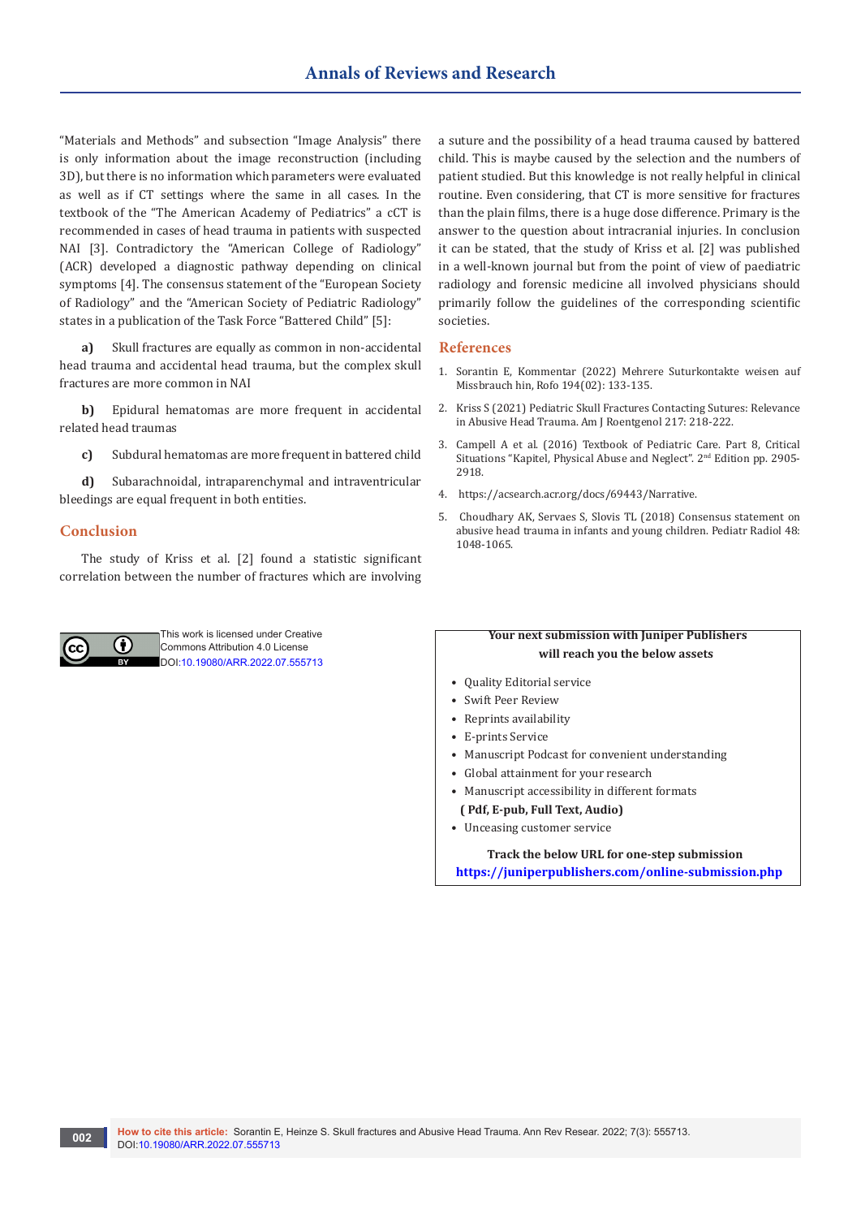"Materials and Methods" and subsection "Image Analysis" there is only information about the image reconstruction (including 3D), but there is no information which parameters were evaluated as well as if CT settings where the same in all cases. In the textbook of the "The American Academy of Pediatrics" a cCT is recommended in cases of head trauma in patients with suspected NAI [3]. Contradictory the "American College of Radiology" (ACR) developed a diagnostic pathway depending on clinical symptoms [4]. The consensus statement of the "European Society of Radiology" and the "American Society of Pediatric Radiology" states in a publication of the Task Force "Battered Child" [5]:

**a)** Skull fractures are equally as common in non-accidental head trauma and accidental head trauma, but the complex skull fractures are more common in NAI

**b)** Epidural hematomas are more frequent in accidental related head traumas

**c)** Subdural hematomas are more frequent in battered child

**d)** Subarachnoidal, intraparenchymal and intraventricular bleedings are equal frequent in both entities.

## Conclusion

The study of Kriss et al. [2] found a statistic significant correlation between the number of fractures which are involving a suture and the possibility of a head trauma caused by battered child. This is maybe caused by the selection and the numbers of patient studied. But this knowledge is not really helpful in clinical routine. Even considering, that CT is more sensitive for fractures than the plain films, there is a huge dose difference. Primary is the answer to the question about intracranial injuries. In conclusion it can be stated, that the study of Kriss et al. [2] was published in a well-known journal but from the point of view of paediatric radiology and forensic medicine all involved physicians should primarily follow the guidelines of the corresponding scientific societies.

## References

1. Sorantin E, Kommentar (2022) Mehrere Suturkontakte weisen auf Missbrauch hin, Rofo 194(02): 133-135.
2. Kriss S (2021) Pediatric Skull Fractures Contacting Sutures: Relevance in Abusive Head Trauma. Am J Roentgenol 217: 218-222.
3. Campell A et al. (2016) Textbook of Pediatric Care. Part 8, Critical Situations "Kapitel, Physical Abuse and Neglect". 2nd Edition pp. 2905-2918.
4. https://acsearch.acr.org/docs/69443/Narrative.
5. Choudhary AK, Servaes S, Slovis TL (2018) Consensus statement on abusive head trauma in infants and young children. Pediatr Radiol 48: 1048-1065.

This work is licensed under Creative Commons Attribution 4.0 License
DOI:10.19080/ARR.2022.07.555713

**Your next submission with Juniper Publishers will reach you the below assets**

- Quality Editorial service
- Swift Peer Review
- Reprints availability
- E-prints Service
- Manuscript Podcast for convenient understanding
- Global attainment for your research
- Manuscript accessibility in different formats
  **( Pdf, E-pub, Full Text, Audio)**
- Unceasing customer service

**Track the below URL for one-step submission**
**https://juniperpublishers.com/online-submission.php**